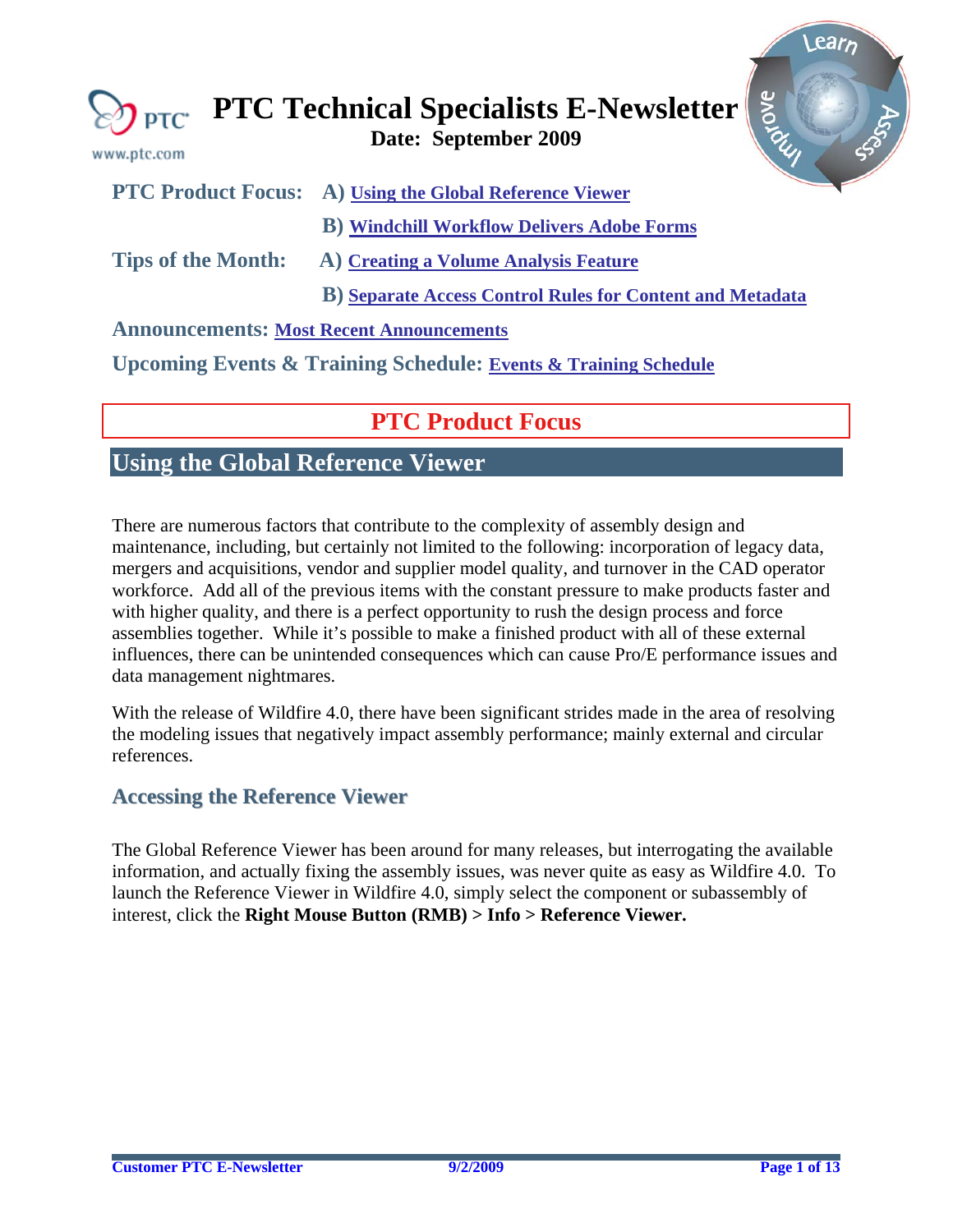# PTC Technical Specialists E-Newsletter

**Date: September 2009**

www.ptc.com

**PTC Product Focus:** **A)** Using the Global Reference Viewer

**B)** Windchill Workflow Delivers Adobe Forms

**Tips of the Month:** **A)** Creating a Volume Analysis Feature

**B)** Separate Access Control Rules for Content and Metadata

**Announcements:** Most Recent Announcements

**Upcoming Events & Training Schedule:** Events & Training Schedule

## PTC Product Focus

## Using the Global Reference Viewer

There are numerous factors that contribute to the complexity of assembly design and maintenance, including, but certainly not limited to the following: incorporation of legacy data, mergers and acquisitions, vendor and supplier model quality, and turnover in the CAD operator workforce. Add all of the previous items with the constant pressure to make products faster and with higher quality, and there is a perfect opportunity to rush the design process and force assemblies together. While it's possible to make a finished product with all of these external influences, there can be unintended consequences which can cause Pro/E performance issues and data management nightmares.

With the release of Wildfire 4.0, there have been significant strides made in the area of resolving the modeling issues that negatively impact assembly performance; mainly external and circular references.

### Accessing the Reference Viewer

The Global Reference Viewer has been around for many releases, but interrogating the available information, and actually fixing the assembly issues, was never quite as easy as Wildfire 4.0. To launch the Reference Viewer in Wildfire 4.0, simply select the component or subassembly of interest, click the **Right Mouse Button (RMB) > Info > Reference Viewer.**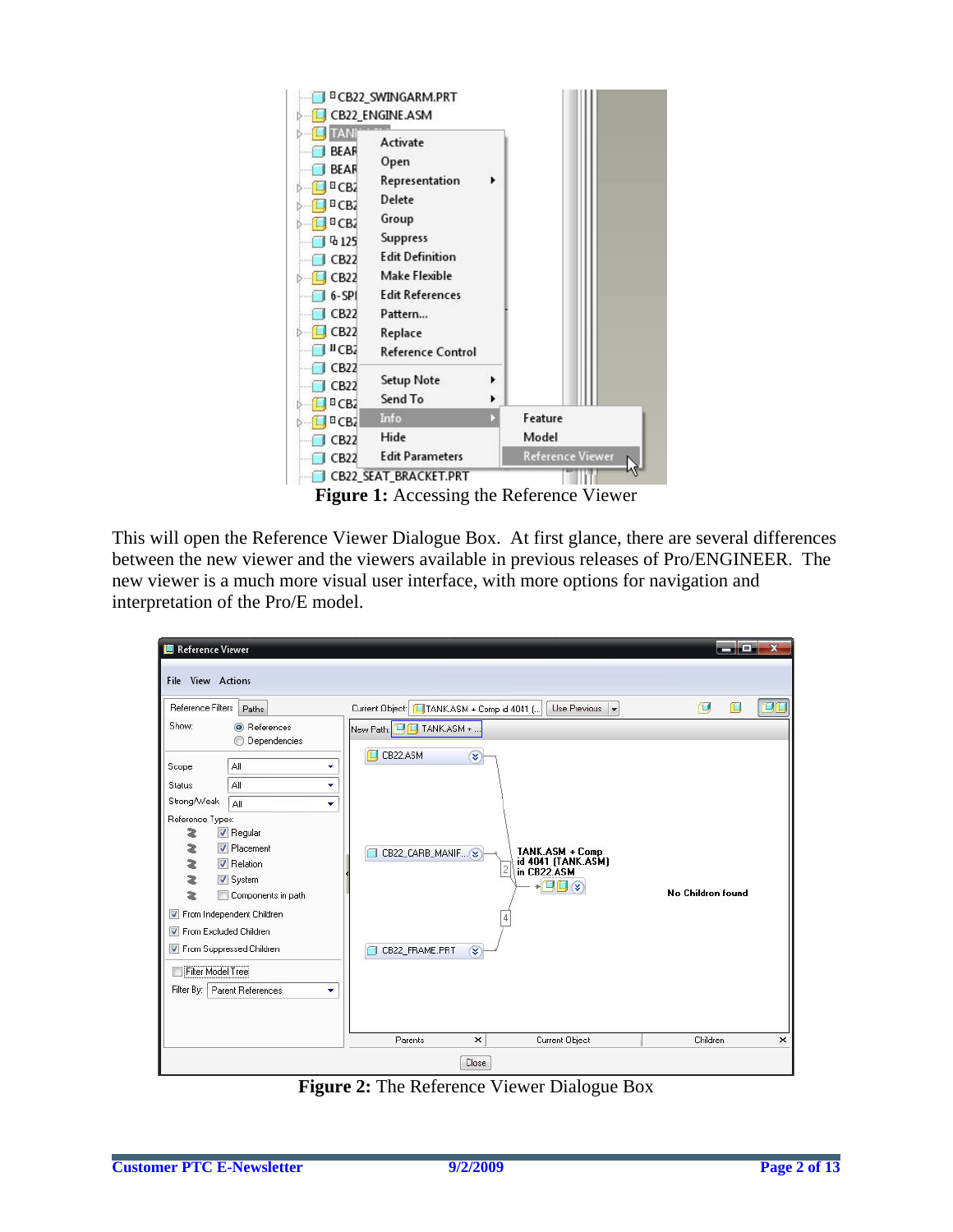**Figure 1:** Accessing the Reference Viewer

This will open the Reference Viewer Dialogue Box. At first glance, there are several differences between the new viewer and the viewers available in previous releases of Pro/ENGINEER. The new viewer is a much more visual user interface, with more options for navigation and interpretation of the Pro/E model.

**Figure 2:** The Reference Viewer Dialogue Box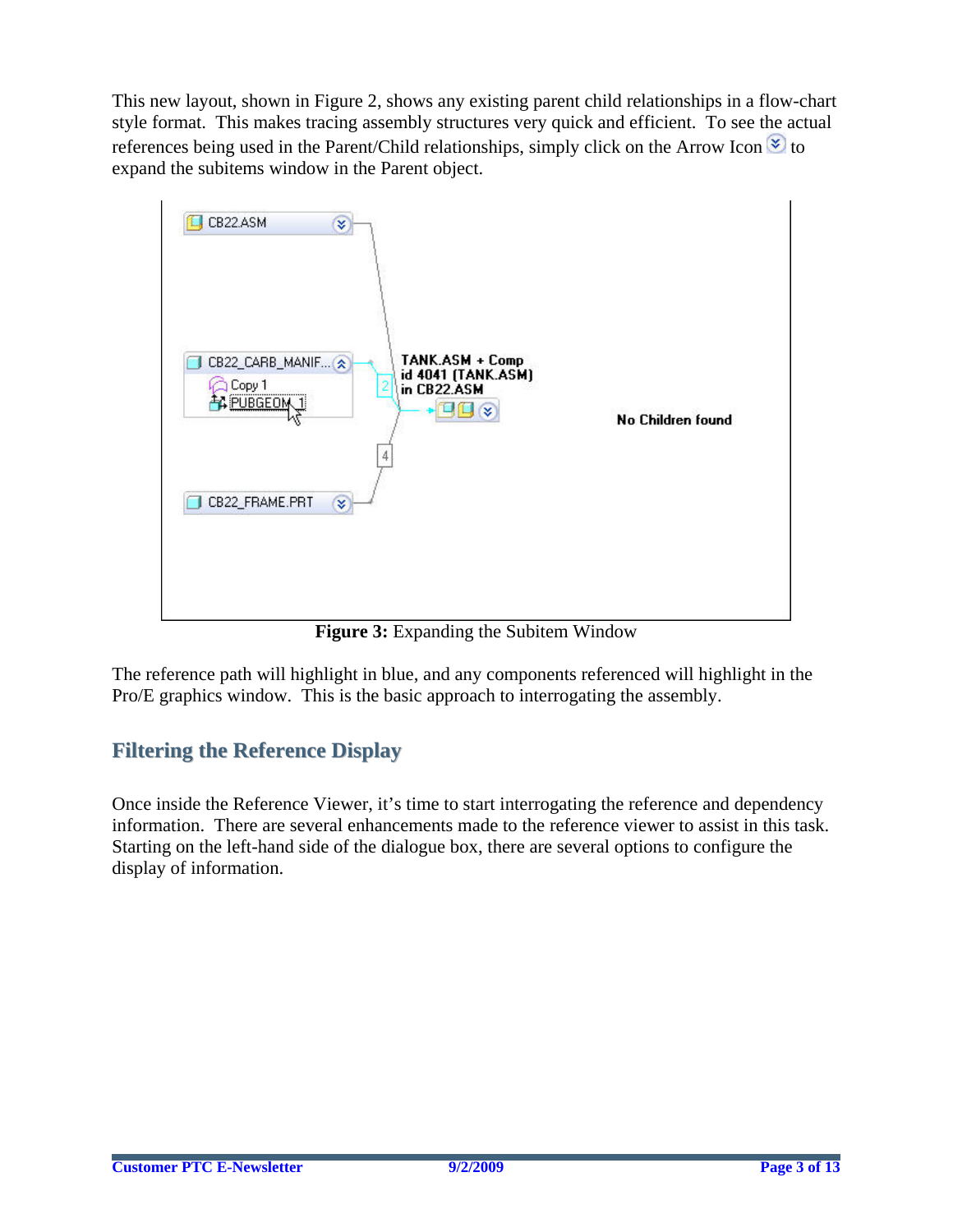This new layout, shown in Figure 2, shows any existing parent child relationships in a flow-chart style format. This makes tracing assembly structures very quick and efficient. To see the actual references being used in the Parent/Child relationships, simply click on the Arrow Icon to expand the subitems window in the Parent object.

**Figure 3:** Expanding the Subitem Window

The reference path will highlight in blue, and any components referenced will highlight in the Pro/E graphics window. This is the basic approach to interrogating the assembly.

## Filtering the Reference Display

Once inside the Reference Viewer, it's time to start interrogating the reference and dependency information. There are several enhancements made to the reference viewer to assist in this task. Starting on the left-hand side of the dialogue box, there are several options to configure the display of information.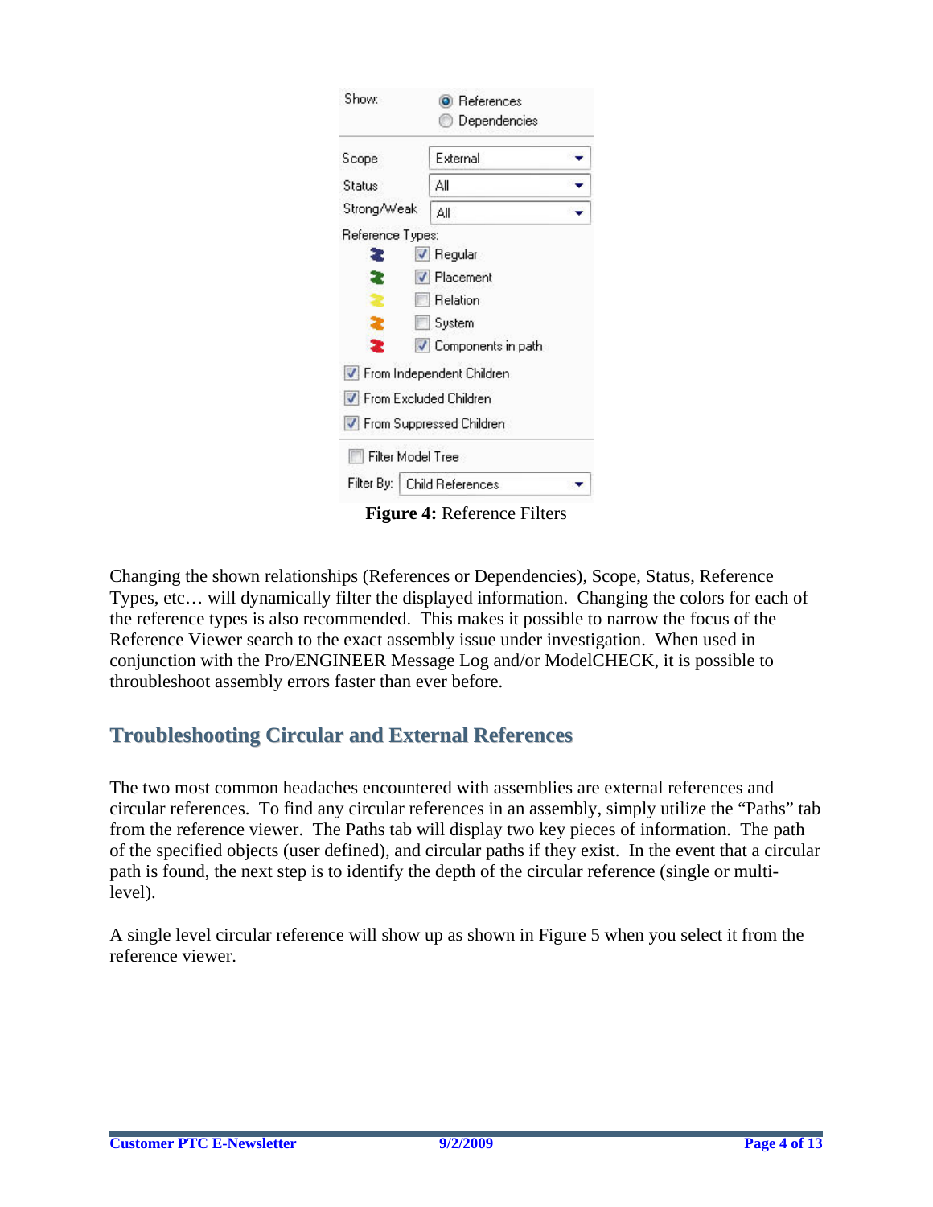Show: References / Dependencies

Scope: External

Status: All

Strong/Weak: All

Reference Types:

- [x] Regular
- [x] Placement
- [ ] Relation
- [ ] System
- [x] Components in path

- [x] From Independent Children
- [x] From Excluded Children
- [x] From Suppressed Children

- [ ] Filter Model Tree

Filter By: Child References

**Figure 4:** Reference Filters

Changing the shown relationships (References or Dependencies), Scope, Status, Reference Types, etc… will dynamically filter the displayed information. Changing the colors for each of the reference types is also recommended. This makes it possible to narrow the focus of the Reference Viewer search to the exact assembly issue under investigation. When used in conjunction with the Pro/ENGINEER Message Log and/or ModelCHECK, it is possible to throubleshoot assembly errors faster than ever before.

## Troubleshooting Circular and External References

The two most common headaches encountered with assemblies are external references and circular references. To find any circular references in an assembly, simply utilize the "Paths" tab from the reference viewer. The Paths tab will display two key pieces of information. The path of the specified objects (user defined), and circular paths if they exist. In the event that a circular path is found, the next step is to identify the depth of the circular reference (single or multi-level).

A single level circular reference will show up as shown in Figure 5 when you select it from the reference viewer.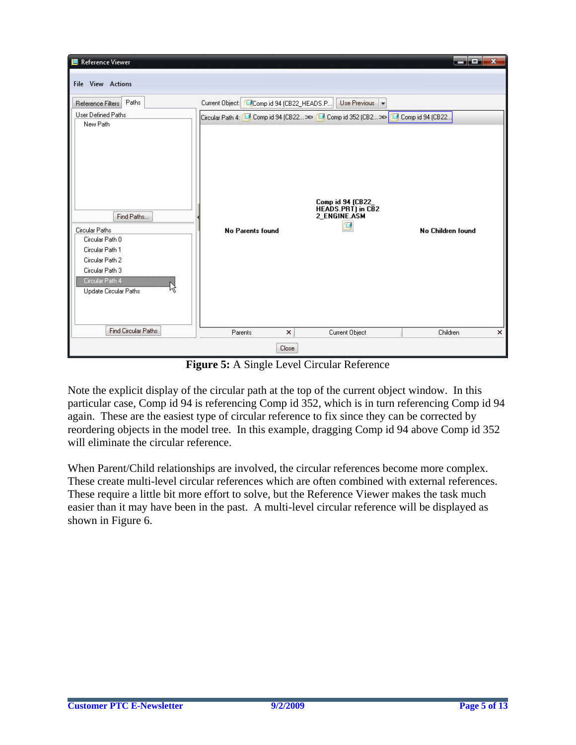**Figure 5:** A Single Level Circular Reference

Note the explicit display of the circular path at the top of the current object window. In this particular case, Comp id 94 is referencing Comp id 352, which is in turn referencing Comp id 94 again. These are the easiest type of circular reference to fix since they can be corrected by reordering objects in the model tree. In this example, dragging Comp id 94 above Comp id 352 will eliminate the circular reference.

When Parent/Child relationships are involved, the circular references become more complex. These create multi-level circular references which are often combined with external references. These require a little bit more effort to solve, but the Reference Viewer makes the task much easier than it may have been in the past. A multi-level circular reference will be displayed as shown in Figure 6.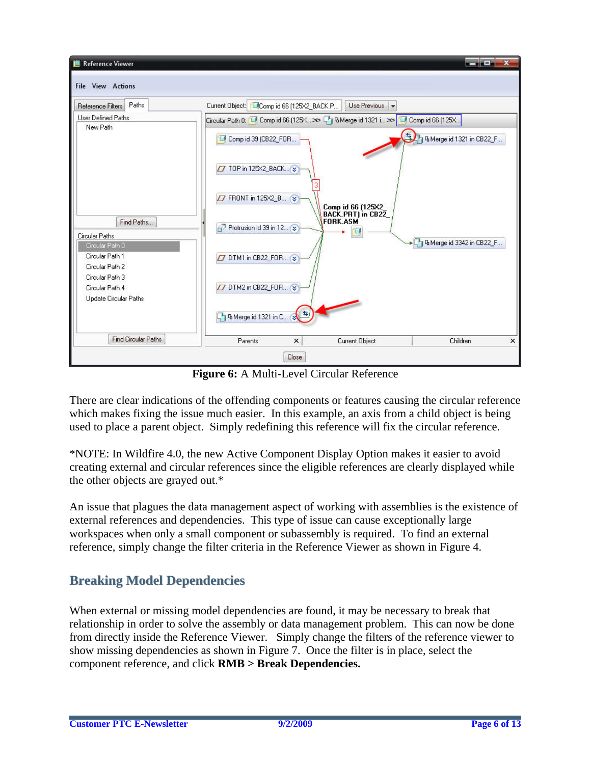**Figure 6:** A Multi-Level Circular Reference

There are clear indications of the offending components or features causing the circular reference which makes fixing the issue much easier. In this example, an axis from a child object is being used to place a parent object. Simply redefining this reference will fix the circular reference.

*NOTE: In Wildfire 4.0, the new Active Component Display Option makes it easier to avoid creating external and circular references since the eligible references are clearly displayed while the other objects are grayed out.*

An issue that plagues the data management aspect of working with assemblies is the existence of external references and dependencies. This type of issue can cause exceptionally large workspaces when only a small component or subassembly is required. To find an external reference, simply change the filter criteria in the Reference Viewer as shown in Figure 4.

## Breaking Model Dependencies

When external or missing model dependencies are found, it may be necessary to break that relationship in order to solve the assembly or data management problem. This can now be done from directly inside the Reference Viewer. Simply change the filters of the reference viewer to show missing dependencies as shown in Figure 7. Once the filter is in place, select the component reference, and click **RMB > Break Dependencies.**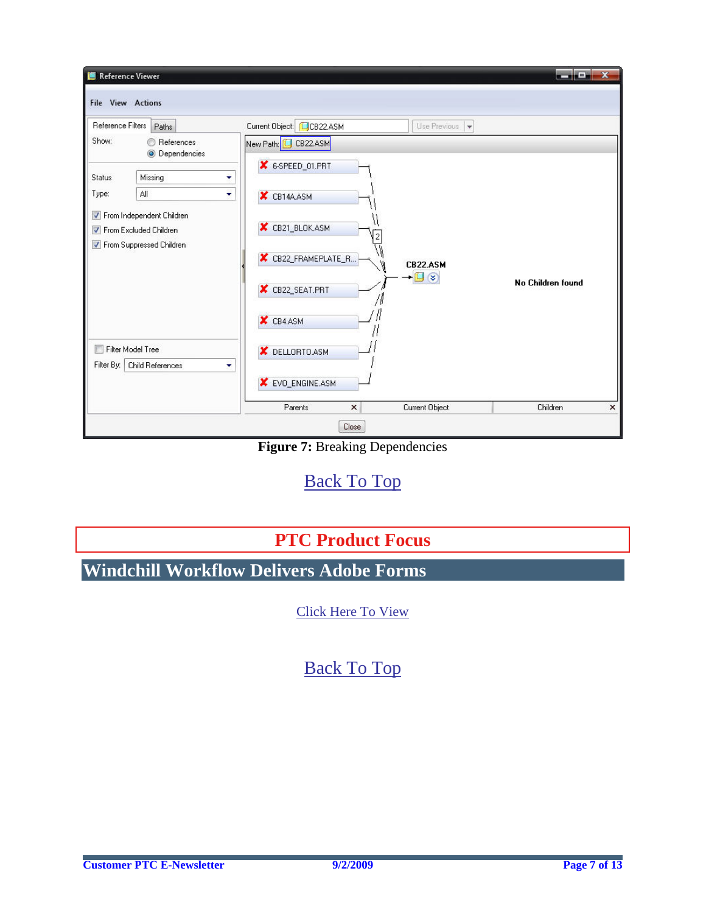**Figure 7:** Breaking Dependencies

Back To Top

## PTC Product Focus

## Windchill Workflow Delivers Adobe Forms

Click Here To View

Back To Top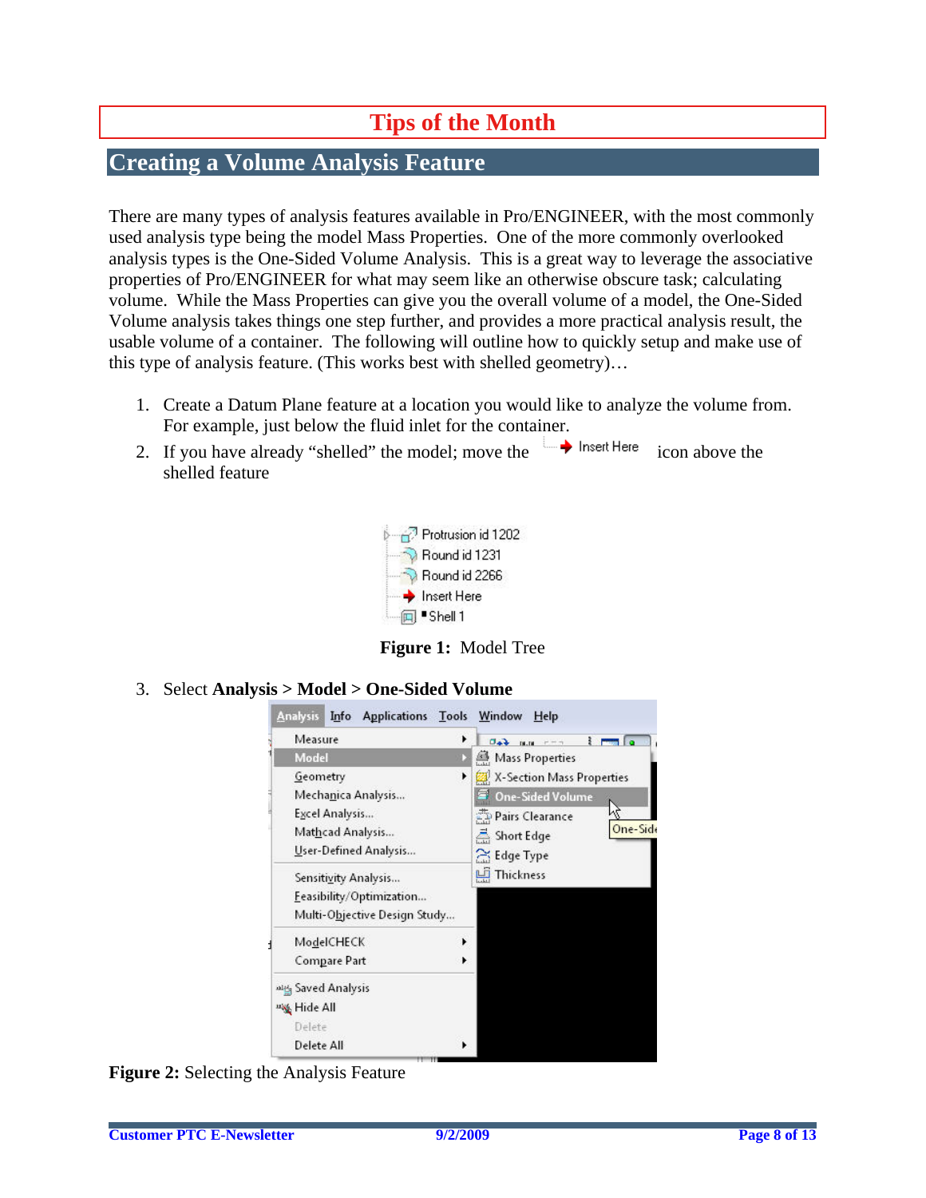# Tips of the Month

## Creating a Volume Analysis Feature

There are many types of analysis features available in Pro/ENGINEER, with the most commonly used analysis type being the model Mass Properties. One of the more commonly overlooked analysis types is the One-Sided Volume Analysis. This is a great way to leverage the associative properties of Pro/ENGINEER for what may seem like an otherwise obscure task; calculating volume. While the Mass Properties can give you the overall volume of a model, the One-Sided Volume analysis takes things one step further, and provides a more practical analysis result, the usable volume of a container. The following will outline how to quickly setup and make use of this type of analysis feature. (This works best with shelled geometry)…

1. Create a Datum Plane feature at a location you would like to analyze the volume from. For example, just below the fluid inlet for the container.
2. If you have already "shelled" the model; move the Insert Here icon above the shelled feature

**Figure 1:** Model Tree

3. Select **Analysis > Model > One-Sided Volume**

**Figure 2:** Selecting the Analysis Feature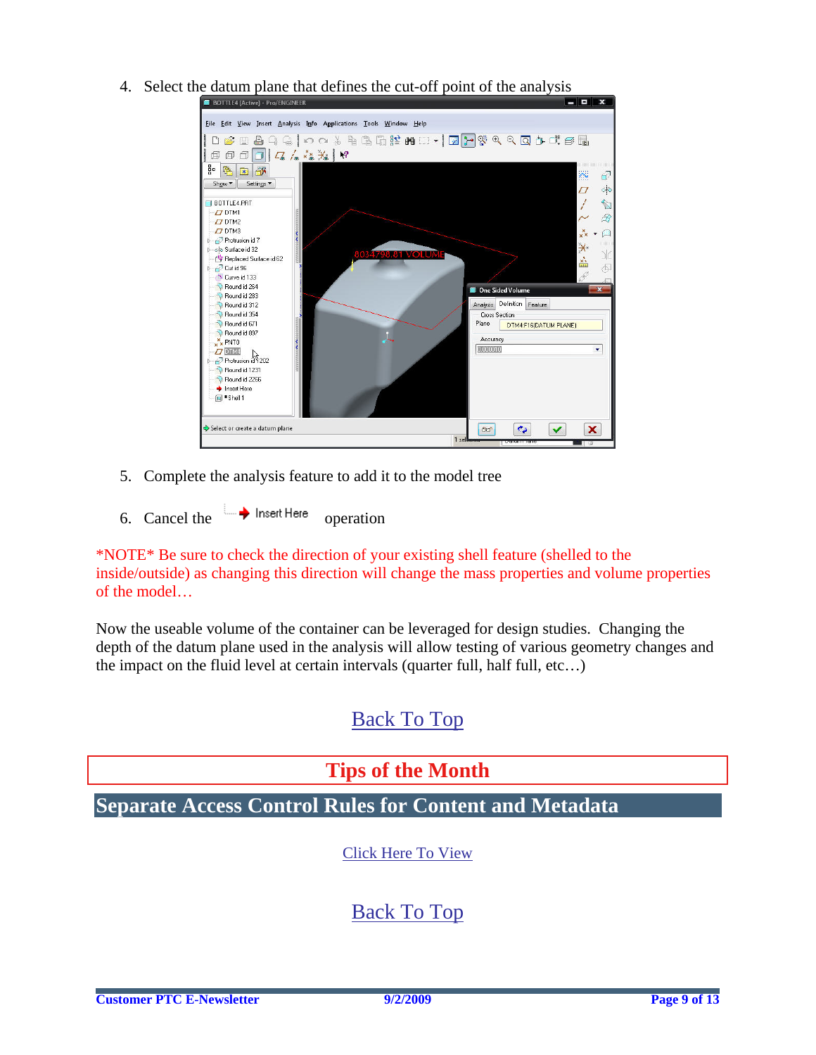4. Select the datum plane that defines the cut-off point of the analysis

5. Complete the analysis feature to add it to the model tree

6. Cancel the Insert Here operation

*NOTE* Be sure to check the direction of your existing shell feature (shelled to the inside/outside) as changing this direction will change the mass properties and volume properties of the model…

Now the useable volume of the container can be leveraged for design studies. Changing the depth of the datum plane used in the analysis will allow testing of various geometry changes and the impact on the fluid level at certain intervals (quarter full, half full, etc…)

Back To Top

# Tips of the Month

## Separate Access Control Rules for Content and Metadata

Click Here To View

Back To Top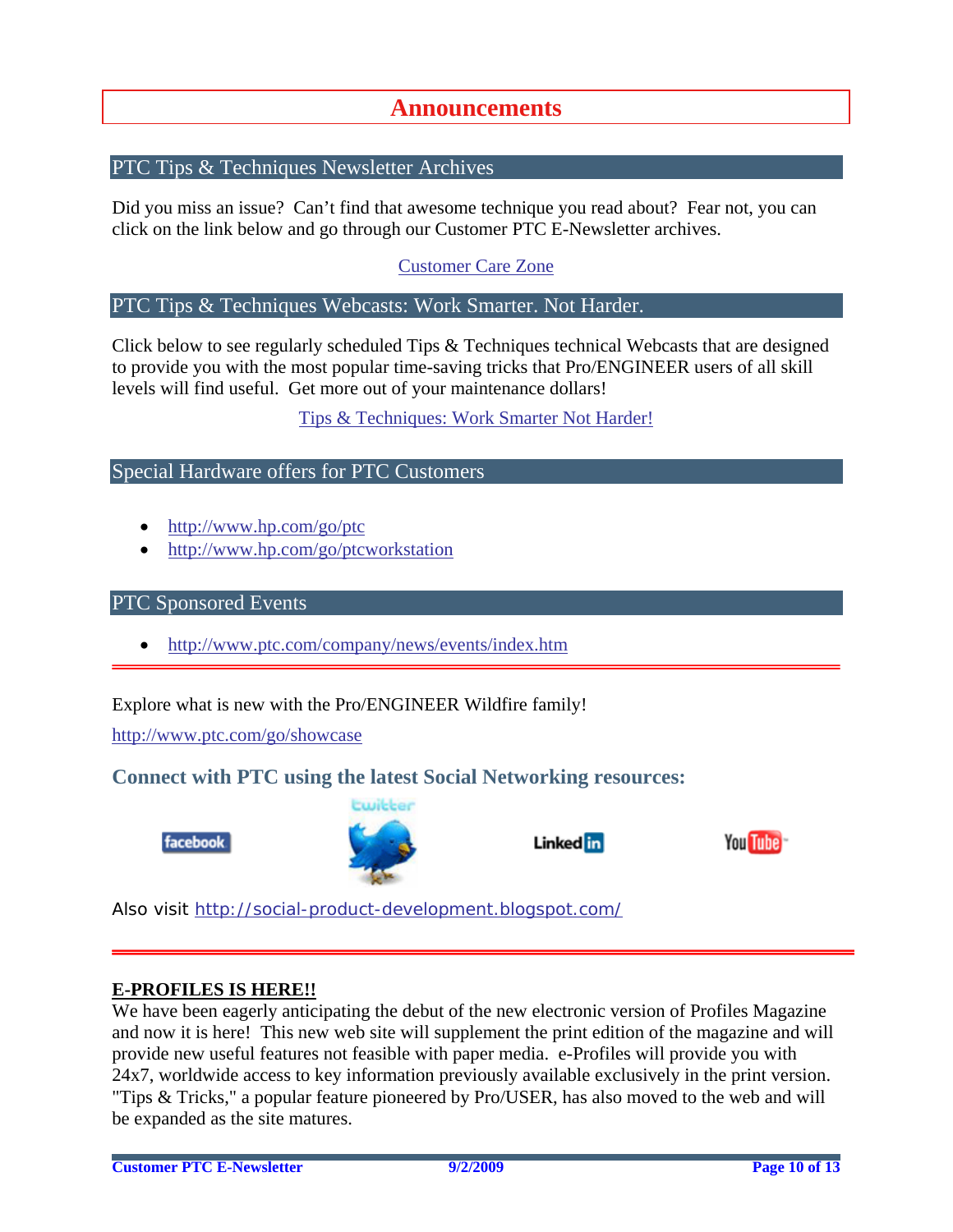# Announcements

## PTC Tips & Techniques Newsletter Archives

Did you miss an issue? Can't find that awesome technique you read about? Fear not, you can click on the link below and go through our Customer PTC E-Newsletter archives.

Customer Care Zone

## PTC Tips & Techniques Webcasts: Work Smarter. Not Harder.

Click below to see regularly scheduled Tips & Techniques technical Webcasts that are designed to provide you with the most popular time-saving tricks that Pro/ENGINEER users of all skill levels will find useful. Get more out of your maintenance dollars!

Tips & Techniques: Work Smarter Not Harder!

## Special Hardware offers for PTC Customers

- http://www.hp.com/go/ptc
- http://www.hp.com/go/ptcworkstation

## PTC Sponsored Events

- http://www.ptc.com/company/news/events/index.htm

---

Explore what is new with the Pro/ENGINEER Wildfire family!

http://www.ptc.com/go/showcase

### Connect with PTC using the latest Social Networking resources:

facebook | twitter | LinkedIn | YouTube

Also visit http://social-product-development.blogspot.com/

---

**E-PROFILES IS HERE!!**

We have been eagerly anticipating the debut of the new electronic version of Profiles Magazine and now it is here! This new web site will supplement the print edition of the magazine and will provide new useful features not feasible with paper media. e-Profiles will provide you with 24x7, worldwide access to key information previously available exclusively in the print version. "Tips & Tricks," a popular feature pioneered by Pro/USER, has also moved to the web and will be expanded as the site matures.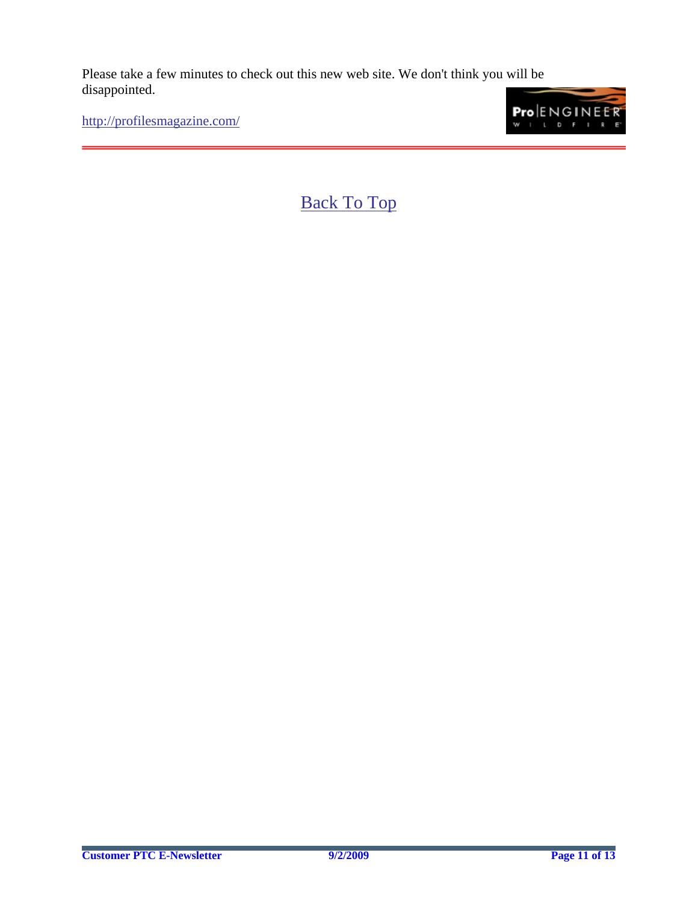Please take a few minutes to check out this new web site. We don't think you will be disappointed.

http://profilesmagazine.com/

---

Back To Top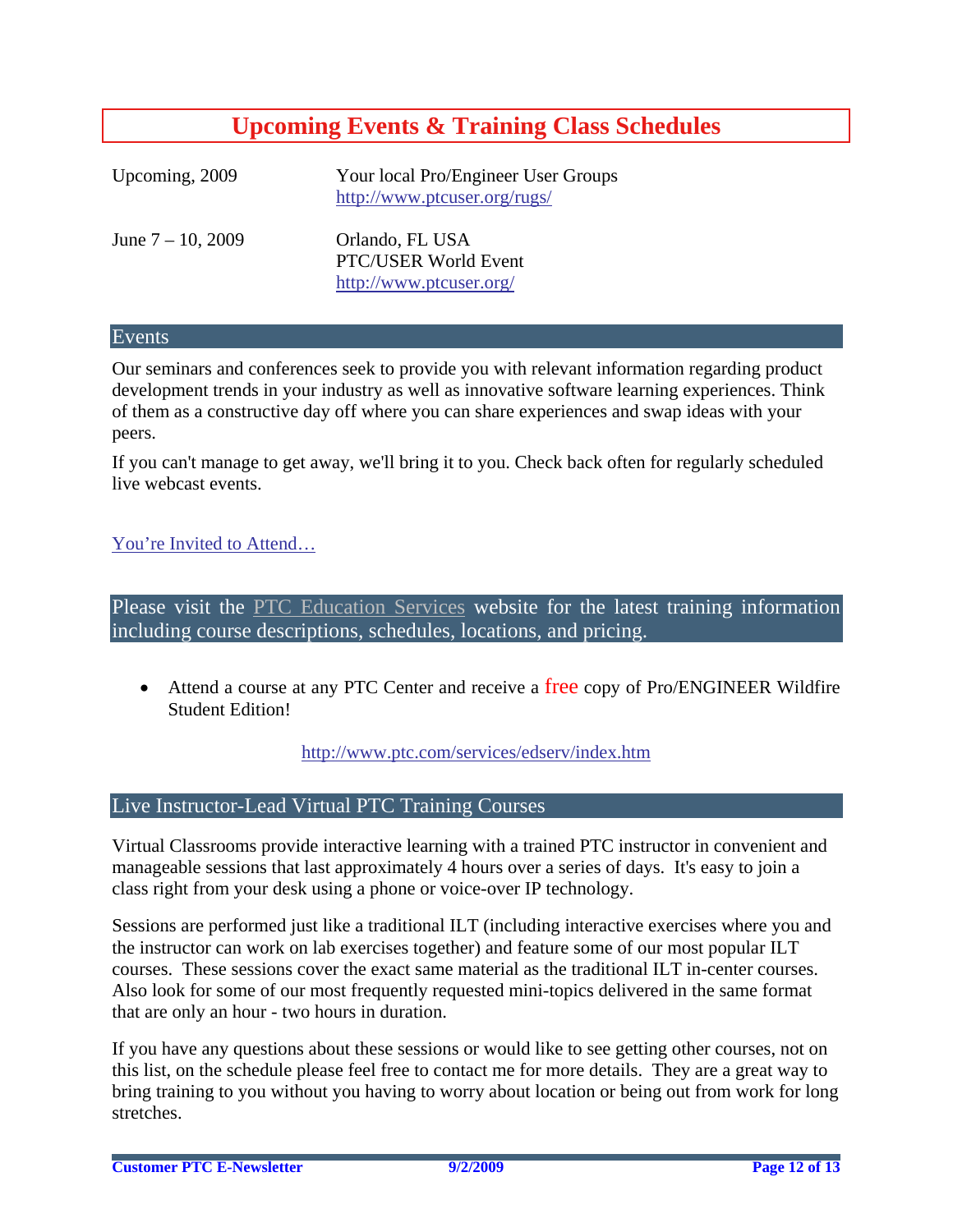# Upcoming Events & Training Class Schedules

| | |
|---|---|
| Upcoming, 2009 | Your local Pro/Engineer User Groups<br>http://www.ptcuser.org/rugs/ |
| June 7 – 10, 2009 | Orlando, FL USA<br>PTC/USER World Event<br>http://www.ptcuser.org/ |

## Events

Our seminars and conferences seek to provide you with relevant information regarding product development trends in your industry as well as innovative software learning experiences. Think of them as a constructive day off where you can share experiences and swap ideas with your peers.

If you can't manage to get away, we'll bring it to you. Check back often for regularly scheduled live webcast events.

You're Invited to Attend…

## Please visit the PTC Education Services website for the latest training information including course descriptions, schedules, locations, and pricing.

- Attend a course at any PTC Center and receive a free copy of Pro/ENGINEER Wildfire Student Edition!

http://www.ptc.com/services/edserv/index.htm

## Live Instructor-Lead Virtual PTC Training Courses

Virtual Classrooms provide interactive learning with a trained PTC instructor in convenient and manageable sessions that last approximately 4 hours over a series of days. It's easy to join a class right from your desk using a phone or voice-over IP technology.

Sessions are performed just like a traditional ILT (including interactive exercises where you and the instructor can work on lab exercises together) and feature some of our most popular ILT courses. These sessions cover the exact same material as the traditional ILT in-center courses. Also look for some of our most frequently requested mini-topics delivered in the same format that are only an hour - two hours in duration.

If you have any questions about these sessions or would like to see getting other courses, not on this list, on the schedule please feel free to contact me for more details. They are a great way to bring training to you without you having to worry about location or being out from work for long stretches.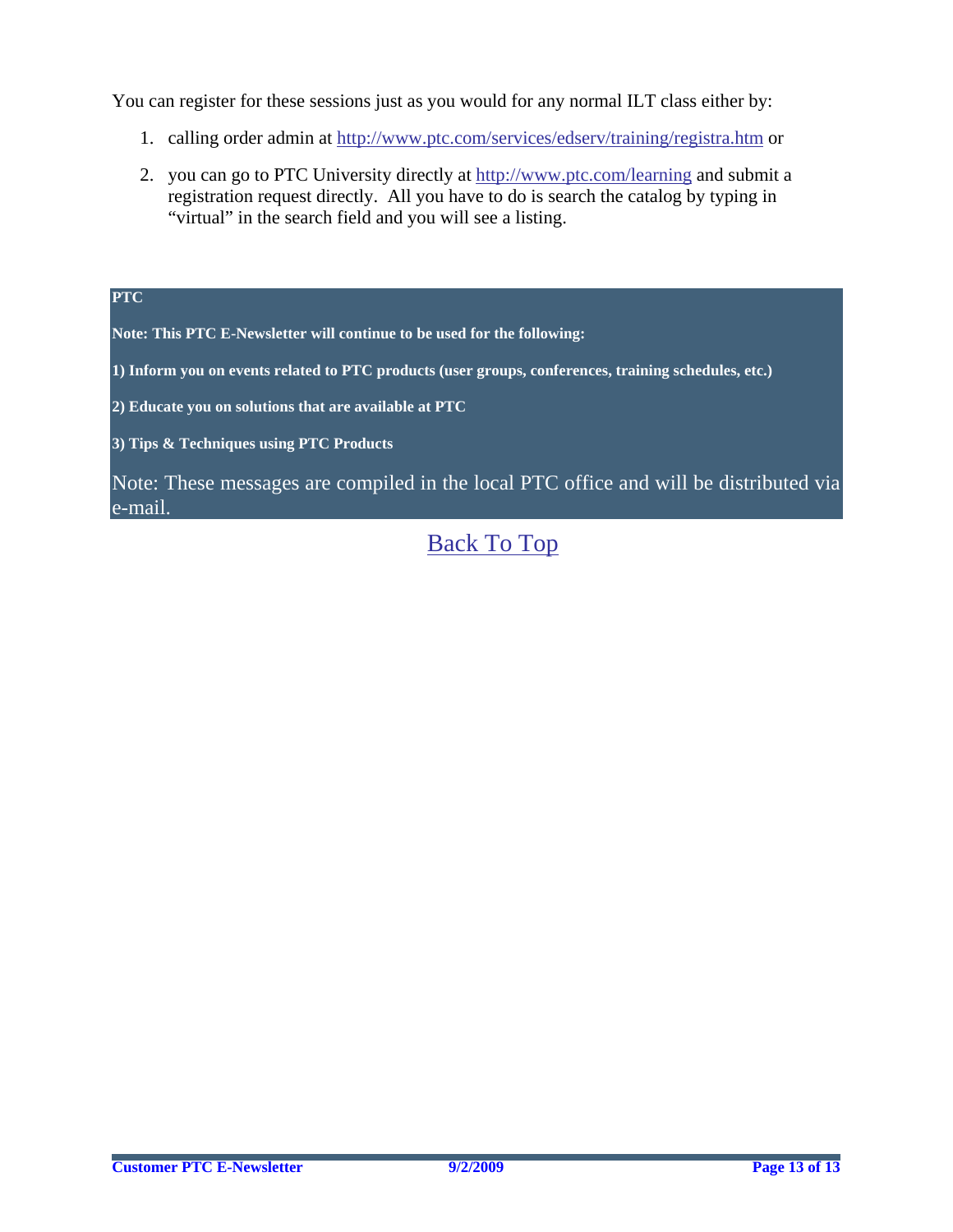You can register for these sessions just as you would for any normal ILT class either by:

1. calling order admin at http://www.ptc.com/services/edserv/training/registra.htm or
2. you can go to PTC University directly at http://www.ptc.com/learning and submit a registration request directly. All you have to do is search the catalog by typing in "virtual" in the search field and you will see a listing.

**PTC**

**Note: This PTC E-Newsletter will continue to be used for the following:**

**1) Inform you on events related to PTC products (user groups, conferences, training schedules, etc.)**

**2) Educate you on solutions that are available at PTC**

**3) Tips & Techniques using PTC Products**

Note: These messages are compiled in the local PTC office and will be distributed via e-mail.

Back To Top